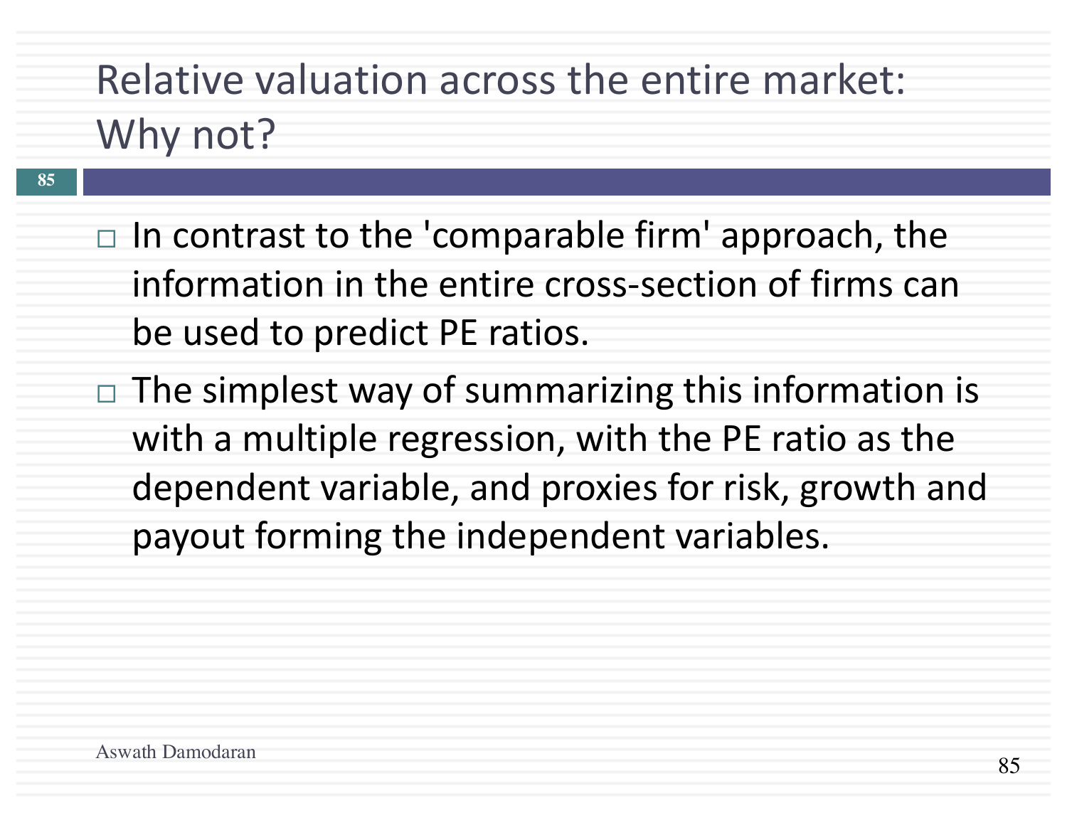# Relative valuation across the entire market: Why not?

- In contrast to the 'comparable firm' approach, the information in the entire cross-section of firms can be used to predict PE ratios.
- The simplest way of summarizing this information is with a multiple regression, with the PE ratio as the dependent variable, and proxies for risk, growth and payout forming the independent variables.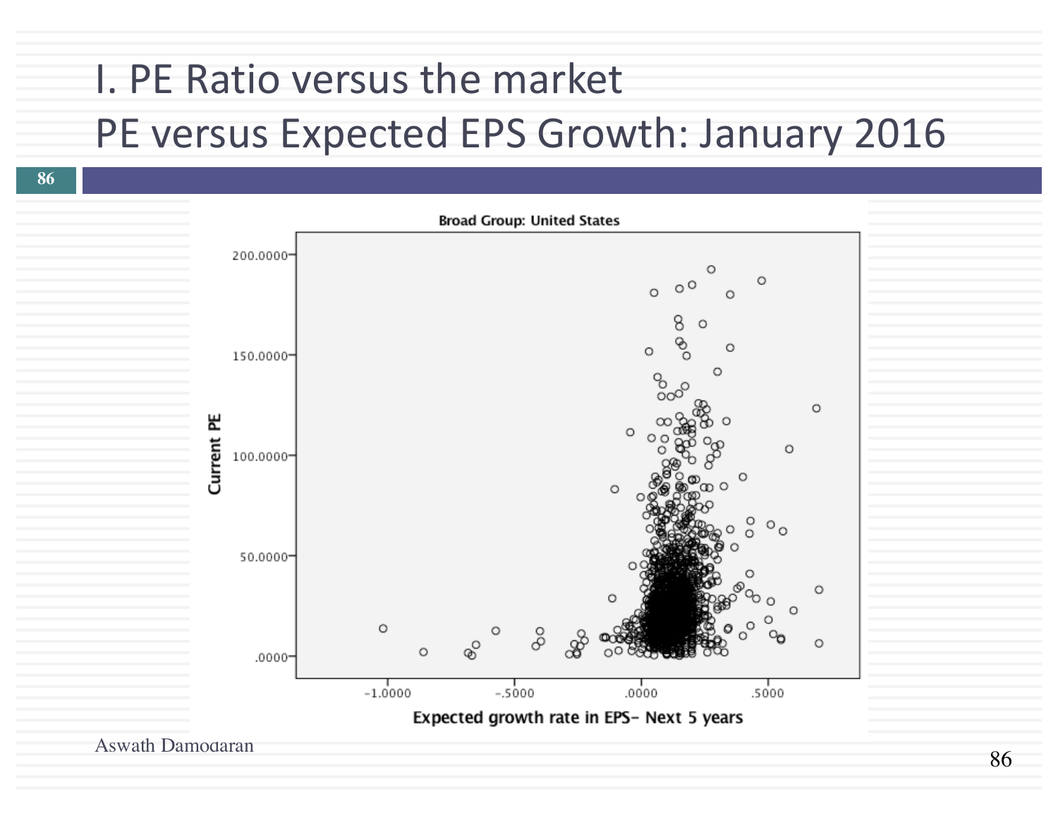# I. PE Ratio versus the market

## PE versus Expected EPS Growth: January 2016

Broad Group: United States

Current PE

200.0000

150.0000

100.0000

50.0000

.0000

-1.0000

-.5000

.0000

.5000

Expected growth rate in EPS- Next 5 years

Aswath Damodaran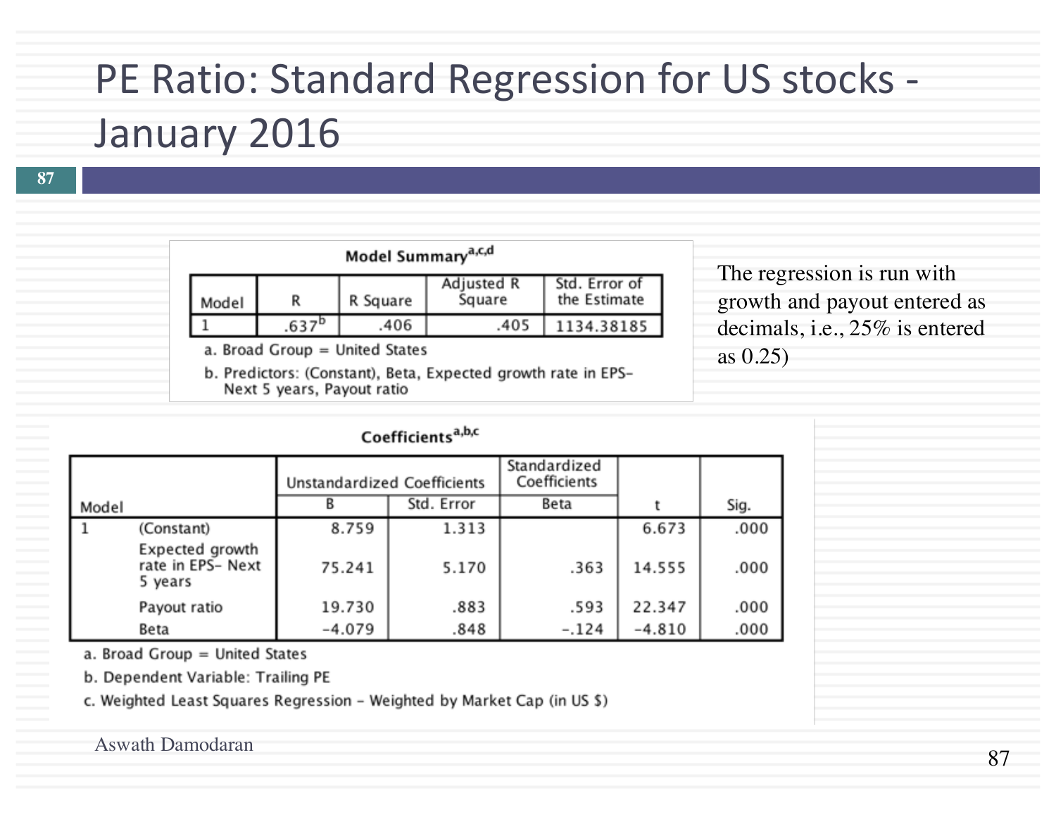# PE Ratio: Standard Regression for US stocks - January 2016

**Model Summary**[a,c,d]

| Model | R | R Square | Adjusted R Square | Std. Error of the Estimate |
|---|---|---|---|---|
| 1 | .637[b] | .406 | .405 | 1134.38185 |

a. Broad Group = United States

b. Predictors: (Constant), Beta, Expected growth rate in EPS- Next 5 years, Payout ratio

The regression is run with growth and payout entered as decimals, i.e., 25% is entered as 0.25)

**Coefficients**[a,b,c]

| Model | | Unstandardized Coefficients | | Standardized Coefficients | t | Sig. |
|---|---|---|---|---|---|---|
| | | B | Std. Error | Beta | | |
| 1 | (Constant) | 8.759 | 1.313 | | 6.673 | .000 |
| | Expected growth rate in EPS- Next 5 years | 75.241 | 5.170 | .363 | 14.555 | .000 |
| | Payout ratio | 19.730 | .883 | .593 | 22.347 | .000 |
| | Beta | -4.079 | .848 | -.124 | -4.810 | .000 |

a. Broad Group = United States

b. Dependent Variable: Trailing PE

c. Weighted Least Squares Regression - Weighted by Market Cap (in US $)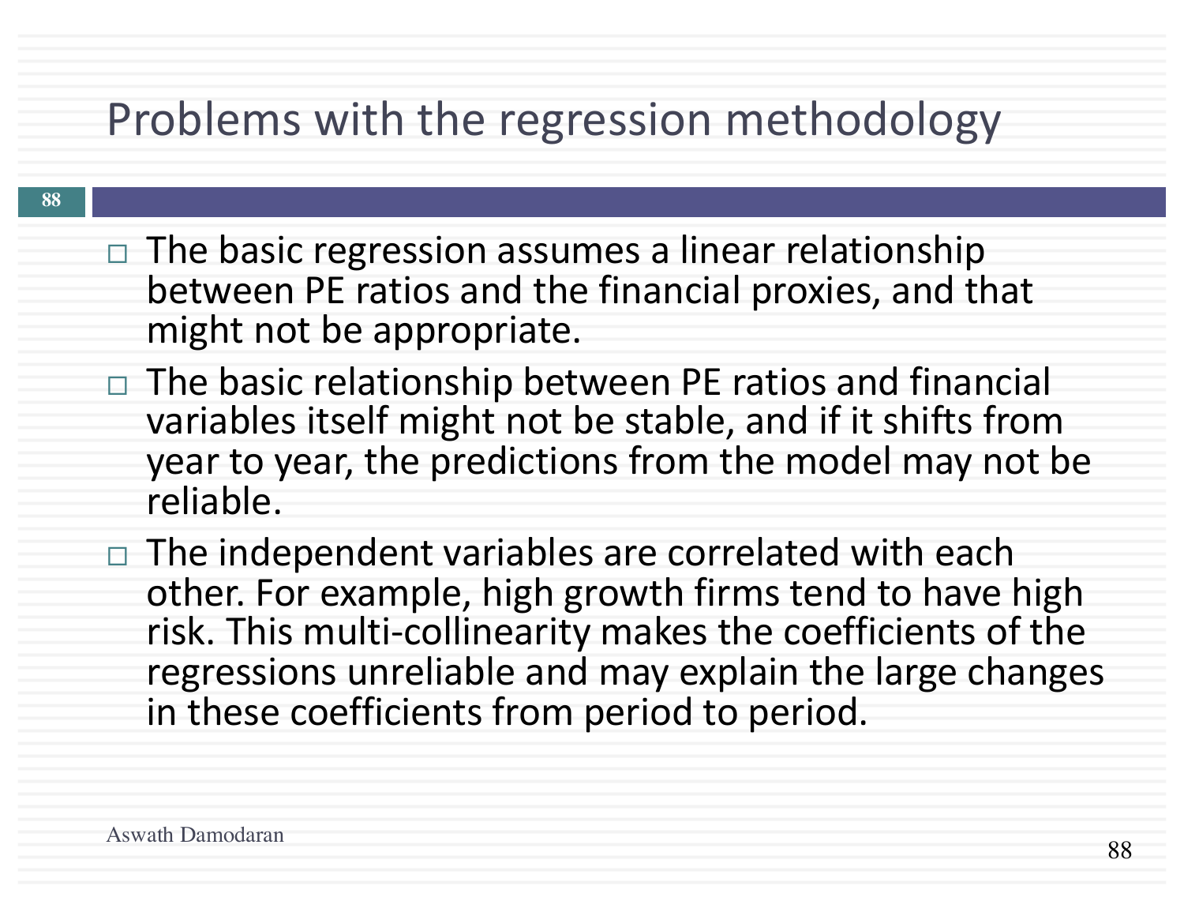# Problems with the regression methodology

- The basic regression assumes a linear relationship between PE ratios and the financial proxies, and that might not be appropriate.
- The basic relationship between PE ratios and financial variables itself might not be stable, and if it shifts from year to year, the predictions from the model may not be reliable.
- The independent variables are correlated with each other. For example, high growth firms tend to have high risk. This multi-collinearity makes the coefficients of the regressions unreliable and may explain the large changes in these coefficients from period to period.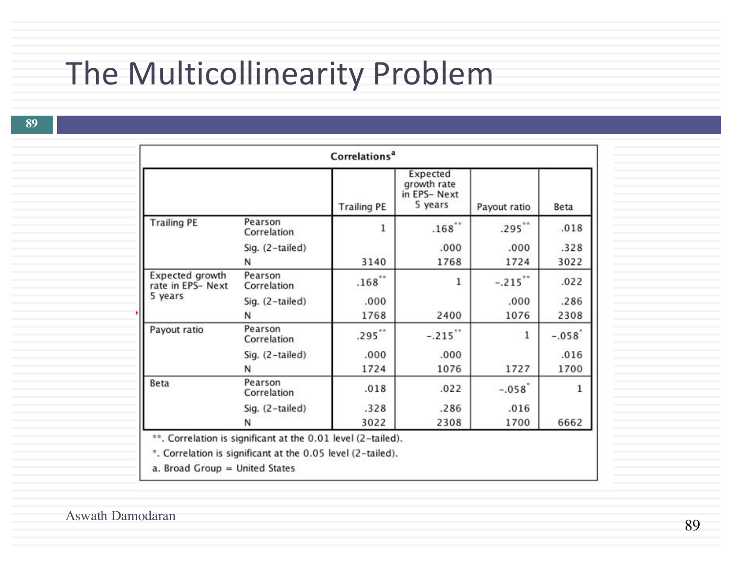# The Multicollinearity Problem

**Correlations[a]**

| | | Trailing PE | Expected growth rate in EPS- Next 5 years | Payout ratio | Beta |
|---|---|---|---|---|---|
| Trailing PE | Pearson Correlation | 1 | .168** | .295** | .018 |
| | Sig. (2-tailed) | | .000 | .000 | .328 |
| | N | 3140 | 1768 | 1724 | 3022 |
| Expected growth rate in EPS- Next 5 years | Pearson Correlation | .168** | 1 | -.215** | .022 |
| | Sig. (2-tailed) | .000 | | .000 | .286 |
| | N | 1768 | 2400 | 1076 | 2308 |
| Payout ratio | Pearson Correlation | .295** | -.215** | 1 | -.058* |
| | Sig. (2-tailed) | .000 | .000 | | .016 |
| | N | 1724 | 1076 | 1727 | 1700 |
| Beta | Pearson Correlation | .018 | .022 | -.058* | 1 |
| | Sig. (2-tailed) | .328 | .286 | .016 | |
| | N | 3022 | 2308 | 1700 | 6662 |

**. Correlation is significant at the 0.01 level (2-tailed).

*. Correlation is significant at the 0.05 level (2-tailed).

a. Broad Group = United States

Aswath Damodaran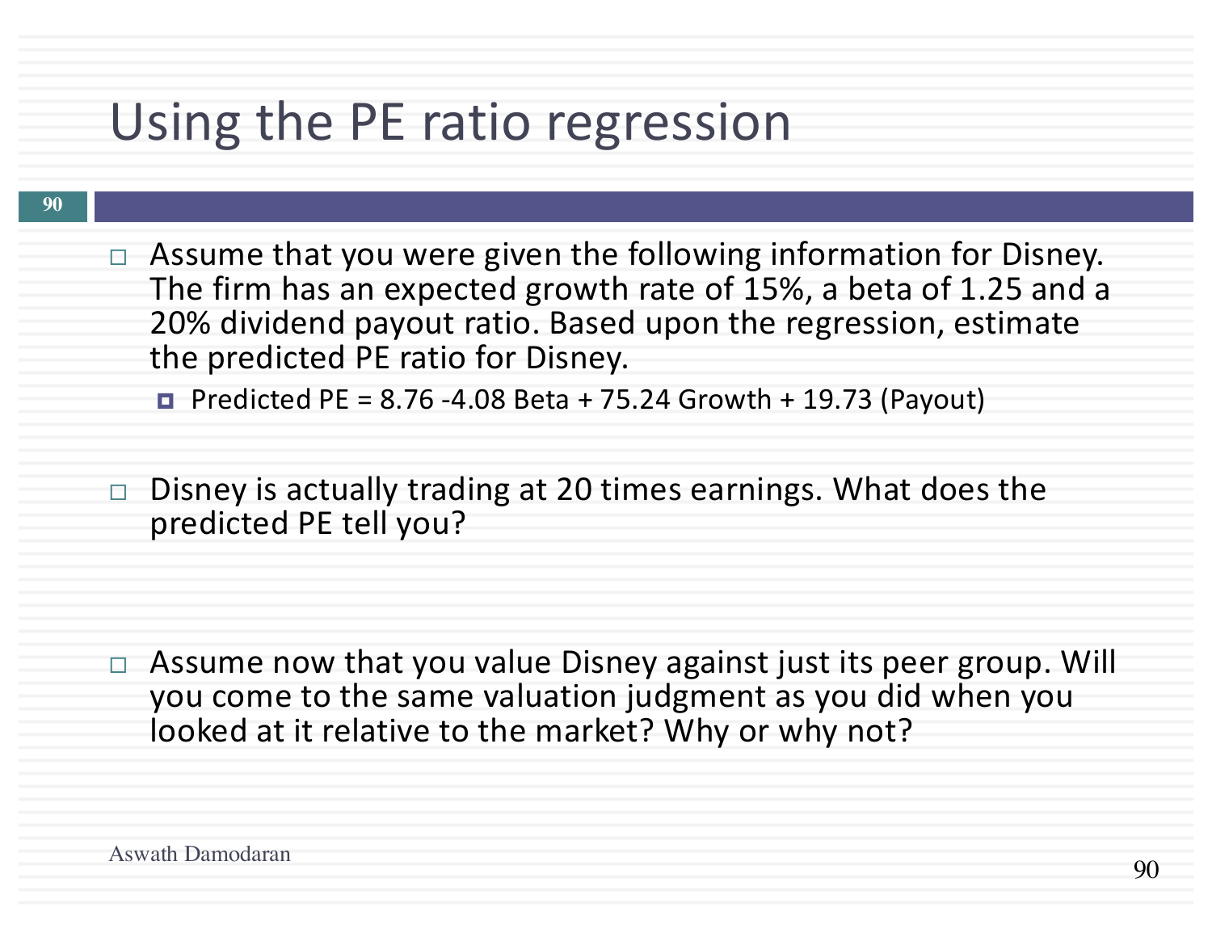# Using the PE ratio regression

- Assume that you were given the following information for Disney. The firm has an expected growth rate of 15%, a beta of 1.25 and a 20% dividend payout ratio. Based upon the regression, estimate the predicted PE ratio for Disney.
  - Predicted PE = 8.76 -4.08 Beta + 75.24 Growth + 19.73 (Payout)

- Disney is actually trading at 20 times earnings. What does the predicted PE tell you?

- Assume now that you value Disney against just its peer group. Will you come to the same valuation judgment as you did when you looked at it relative to the market? Why or why not?

Aswath Damodaran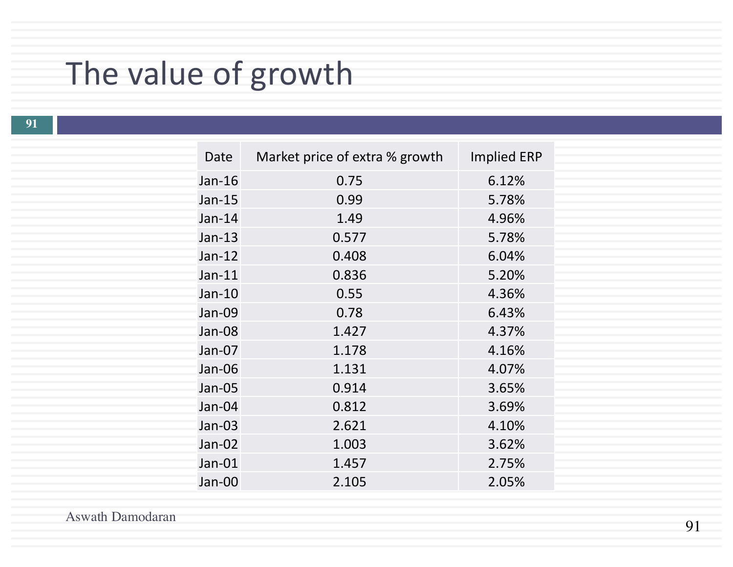# The value of growth

| Date | Market price of extra % growth | Implied ERP |
|---|---|---|
| Jan-16 | 0.75 | 6.12% |
| Jan-15 | 0.99 | 5.78% |
| Jan-14 | 1.49 | 4.96% |
| Jan-13 | 0.577 | 5.78% |
| Jan-12 | 0.408 | 6.04% |
| Jan-11 | 0.836 | 5.20% |
| Jan-10 | 0.55 | 4.36% |
| Jan-09 | 0.78 | 6.43% |
| Jan-08 | 1.427 | 4.37% |
| Jan-07 | 1.178 | 4.16% |
| Jan-06 | 1.131 | 4.07% |
| Jan-05 | 0.914 | 3.65% |
| Jan-04 | 0.812 | 3.69% |
| Jan-03 | 2.621 | 4.10% |
| Jan-02 | 1.003 | 3.62% |
| Jan-01 | 1.457 | 2.75% |
| Jan-00 | 2.105 | 2.05% |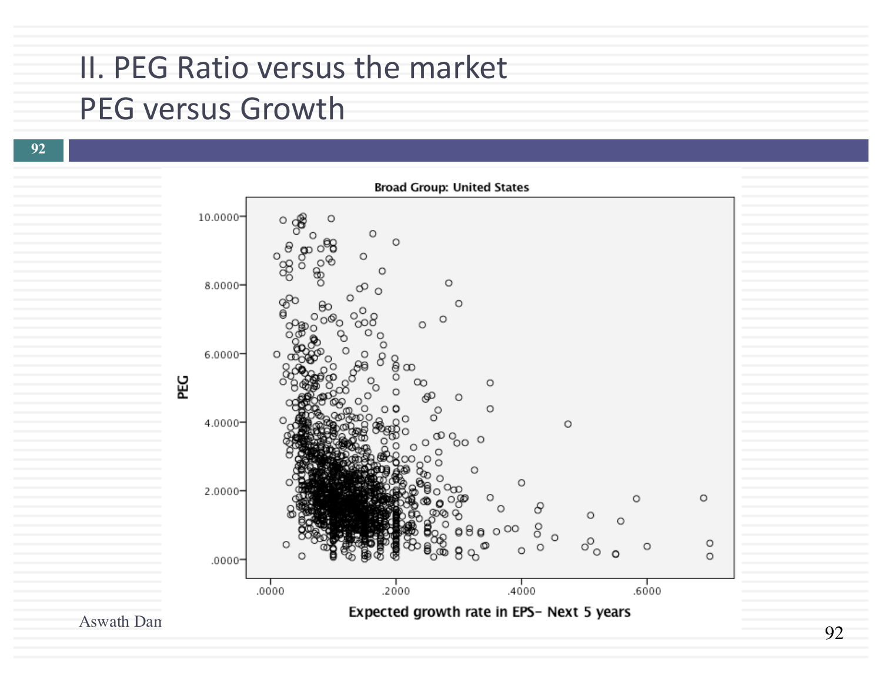# II. PEG Ratio versus the market
## PEG versus Growth

Broad Group: United States

PEG

10.0000
8.0000
6.0000
4.0000
2.0000
.0000

.0000
.2000
.4000
.6000

Expected growth rate in EPS- Next 5 years

Aswath Dan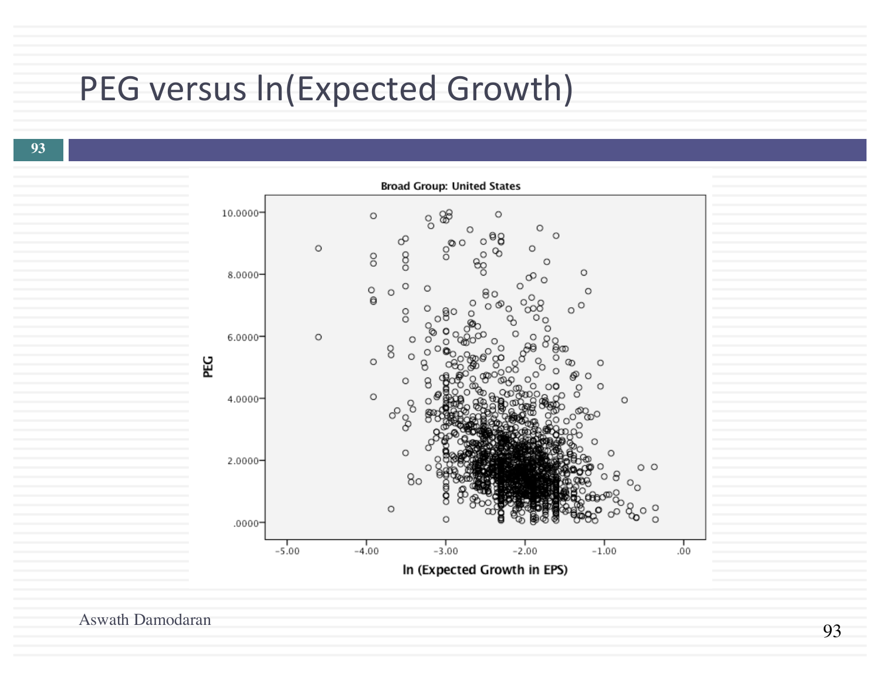# PEG versus ln(Expected Growth)

Broad Group: United States

PEG

10.0000

8.0000

6.0000

4.0000

2.0000

.0000

-5.00

-4.00

-3.00

-2.00

-1.00

.00

ln (Expected Growth in EPS)

Aswath Damodaran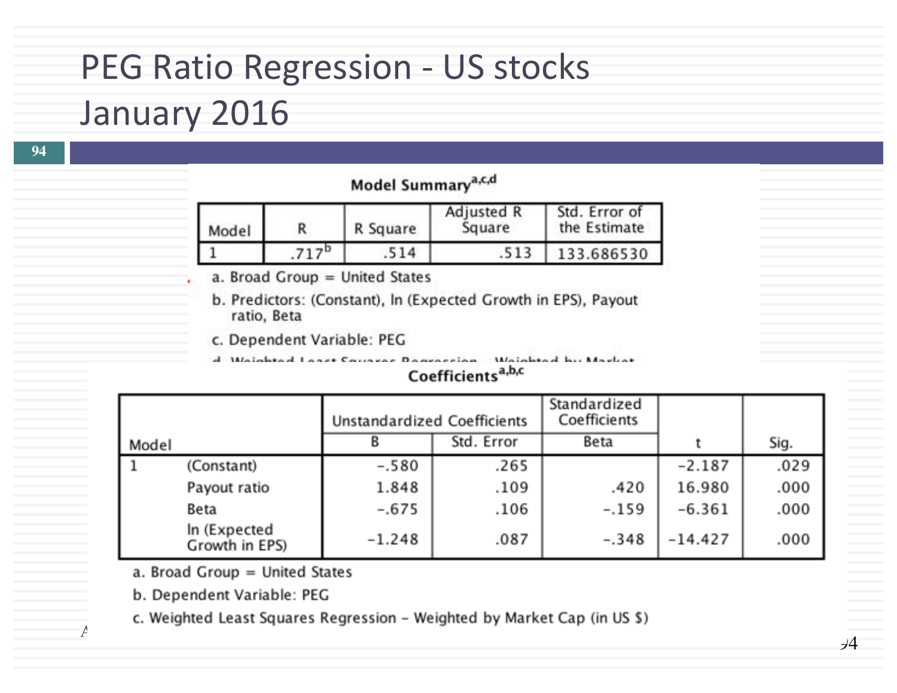# PEG Ratio Regression - US stocks January 2016

**Model Summary**[a,c,d]

| Model | R | R Square | Adjusted R Square | Std. Error of the Estimate |
|---|---|---|---|---|
| 1 | .717[b] | .514 | .513 | 133.686530 |

a. Broad Group = United States

b. Predictors: (Constant), ln (Expected Growth in EPS), Payout ratio, Beta

c. Dependent Variable: PEG

d. Weighted Least Squares Regression – Weighted by Market

**Coefficients**[a,b,c]

| Model | | Unstandardized Coefficients | | Standardized Coefficients | t | Sig. |
|---|---|---|---|---|---|---|
| | | B | Std. Error | Beta | | |
| 1 | (Constant) | -.580 | .265 | | -2.187 | .029 |
| | Payout ratio | 1.848 | .109 | .420 | 16.980 | .000 |
| | Beta | -.675 | .106 | -.159 | -6.361 | .000 |
| | ln (Expected Growth in EPS) | -1.248 | .087 | -.348 | -14.427 | .000 |

a. Broad Group = United States

b. Dependent Variable: PEG

c. Weighted Least Squares Regression – Weighted by Market Cap (in US $)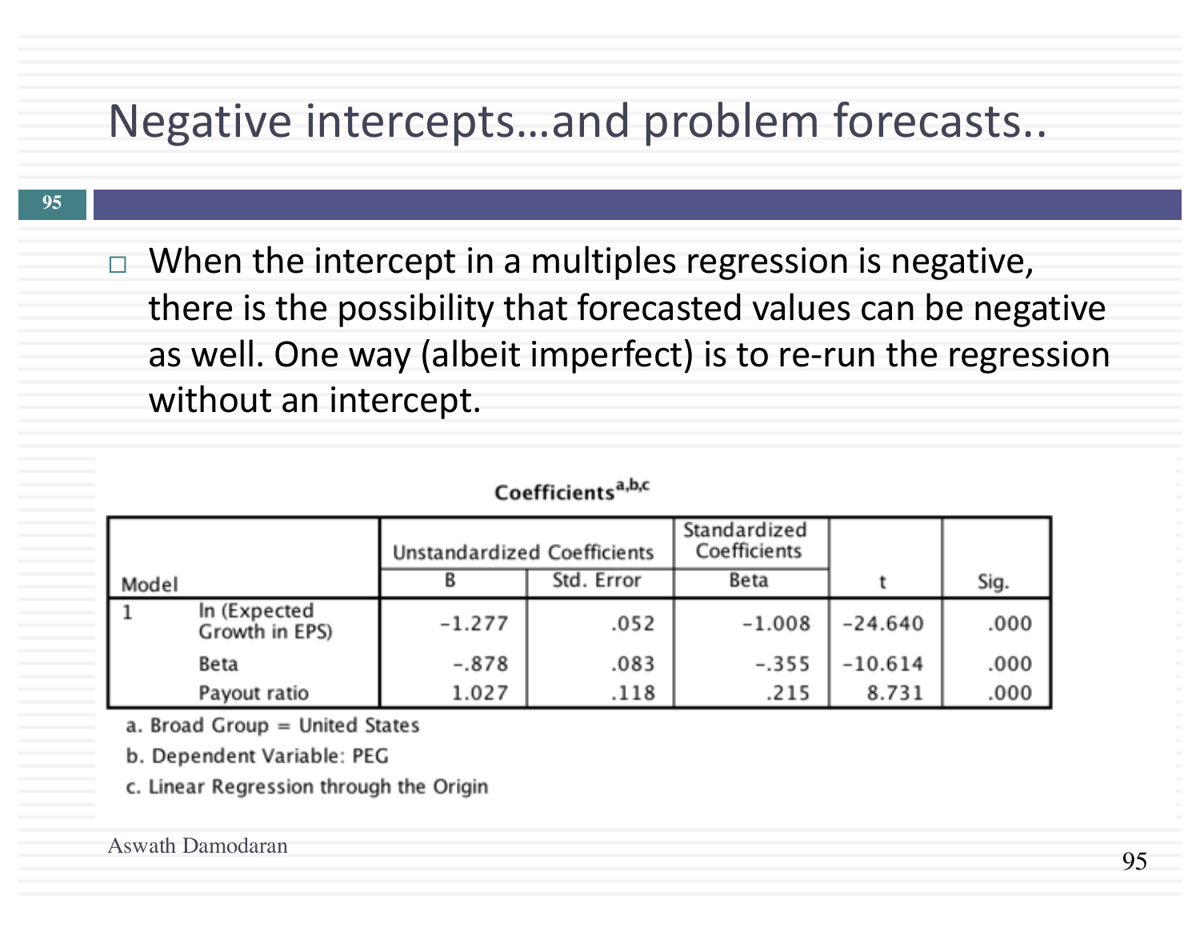# Negative intercepts…and problem forecasts..

- When the intercept in a multiples regression is negative, there is the possibility that forecasted values can be negative as well. One way (albeit imperfect) is to re-run the regression without an intercept.

**Coefficients[a,b,c]**

| Model | | Unstandardized Coefficients B | Unstandardized Coefficients Std. Error | Standardized Coefficients Beta | t | Sig. |
|---|---|---|---|---|---|---|
| 1 | ln (Expected Growth in EPS) | -1.277 | .052 | -1.008 | -24.640 | .000 |
| | Beta | -.878 | .083 | -.355 | -10.614 | .000 |
| | Payout ratio | 1.027 | .118 | .215 | 8.731 | .000 |

a. Broad Group = United States

b. Dependent Variable: PEG

c. Linear Regression through the Origin

Aswath Damodaran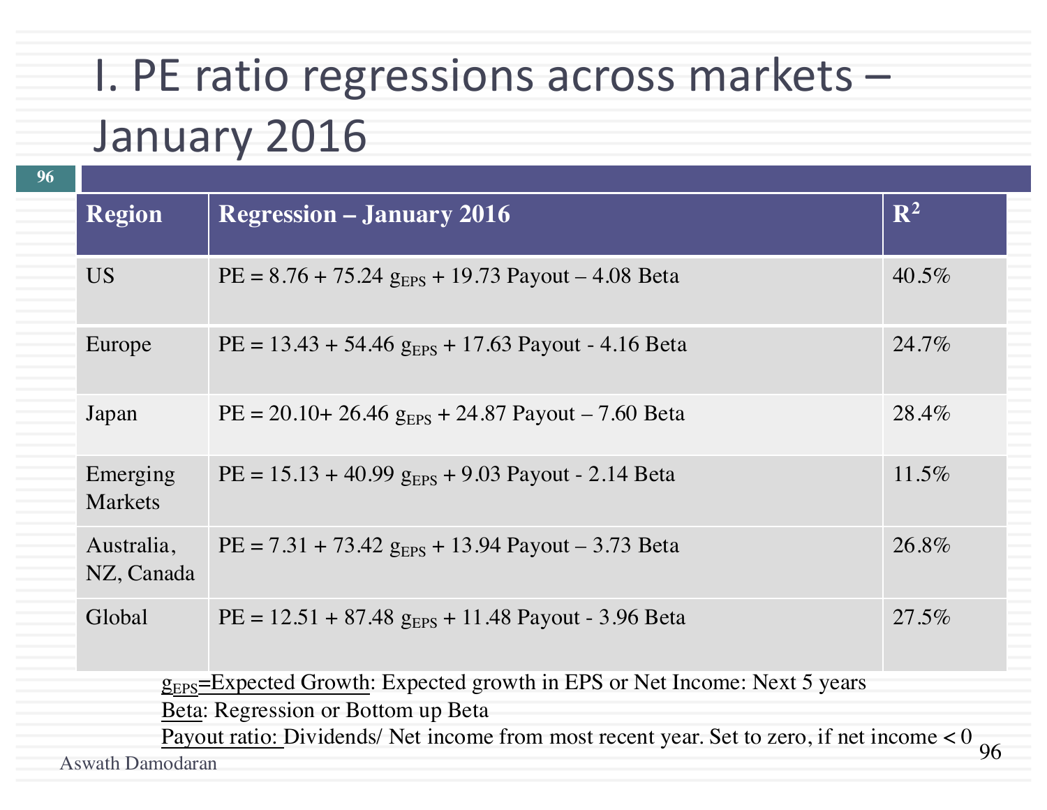# I. PE ratio regressions across markets – January 2016

| Region | Regression – January 2016 | $R^2$ |
|---|---|---|
| US | $PE = 8.76 + 75.24\ g_{EPS} + 19.73\ Payout – 4.08\ Beta$ | 40.5% |
| Europe | $PE = 13.43 + 54.46\ g_{EPS} + 17.63\ Payout - 4.16\ Beta$ | 24.7% |
| Japan | $PE = 20.10 + 26.46\ g_{EPS} + 24.87\ Payout – 7.60\ Beta$ | 28.4% |
| Emerging Markets | $PE = 15.13 + 40.99\ g_{EPS} + 9.03\ Payout - 2.14\ Beta$ | 11.5% |
| Australia, NZ, Canada | $PE = 7.31 + 73.42\ g_{EPS} + 13.94\ Payout – 3.73\ Beta$ | 26.8% |
| Global | $PE = 12.51 + 87.48\ g_{EPS} + 11.48\ Payout - 3.96\ Beta$ | 27.5% |

$g_{EPS}$=Expected Growth: Expected growth in EPS or Net Income: Next 5 years

Beta: Regression or Bottom up Beta

Payout ratio: Dividends/ Net income from most recent year. Set to zero, if net income < 0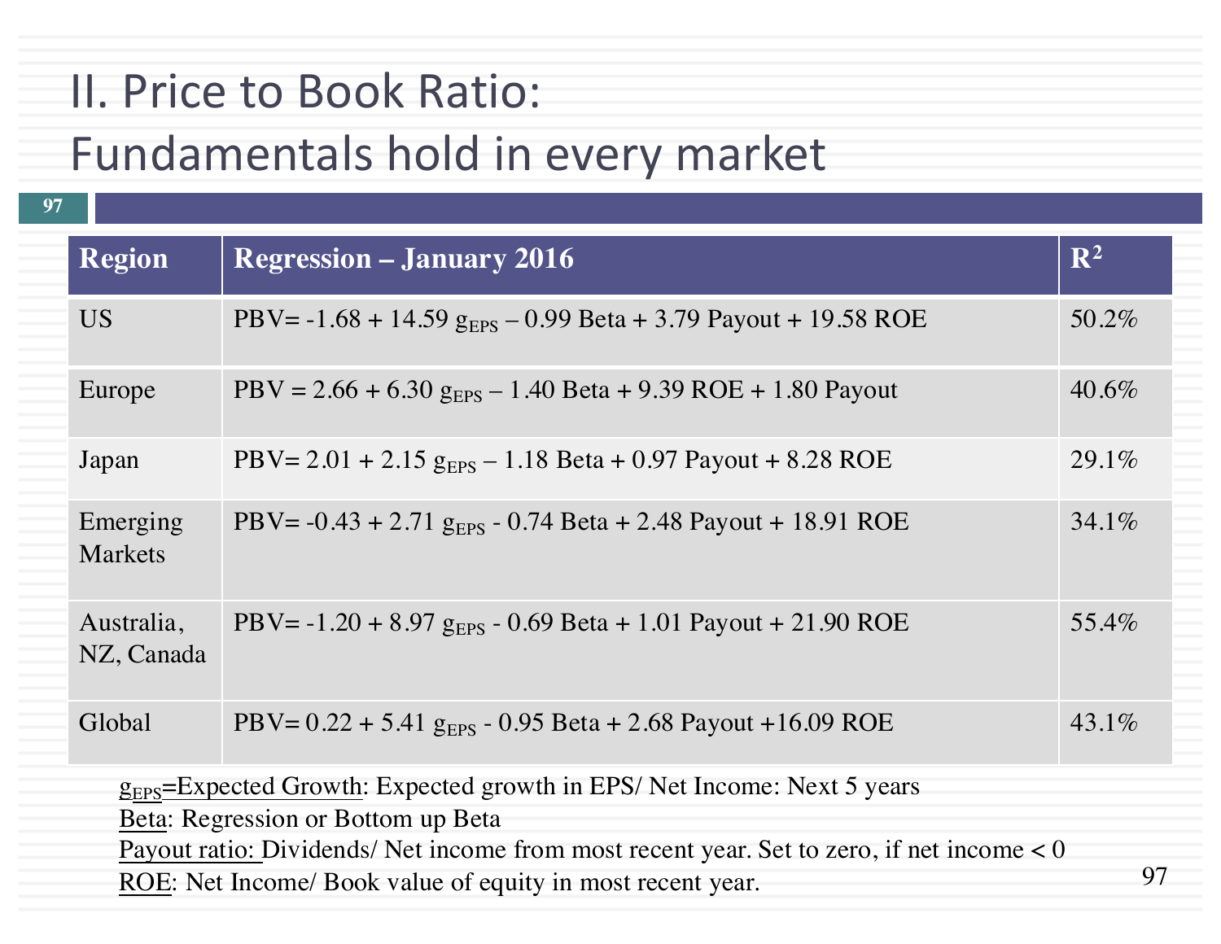# II. Price to Book Ratio: Fundamentals hold in every market

| Region | Regression – January 2016 | $R^2$ |
|---|---|---|
| US | PBV= -1.68 + 14.59 $g_{EPS}$ – 0.99 Beta + 3.79 Payout + 19.58 ROE | 50.2% |
| Europe | PBV = 2.66 + 6.30 $g_{EPS}$ – 1.40 Beta + 9.39 ROE + 1.80 Payout | 40.6% |
| Japan | PBV= 2.01 + 2.15 $g_{EPS}$ – 1.18 Beta + 0.97 Payout + 8.28 ROE | 29.1% |
| Emerging Markets | PBV= -0.43 + 2.71 $g_{EPS}$ - 0.74 Beta + 2.48 Payout + 18.91 ROE | 34.1% |
| Australia, NZ, Canada | PBV= -1.20 + 8.97 $g_{EPS}$ - 0.69 Beta + 1.01 Payout + 21.90 ROE | 55.4% |
| Global | PBV= 0.22 + 5.41 $g_{EPS}$ - 0.95 Beta + 2.68 Payout +16.09 ROE | 43.1% |

$g_{EPS}$=Expected Growth: Expected growth in EPS/ Net Income: Next 5 years
Beta: Regression or Bottom up Beta
Payout ratio: Dividends/ Net income from most recent year. Set to zero, if net income < 0
ROE: Net Income/ Book value of equity in most recent year.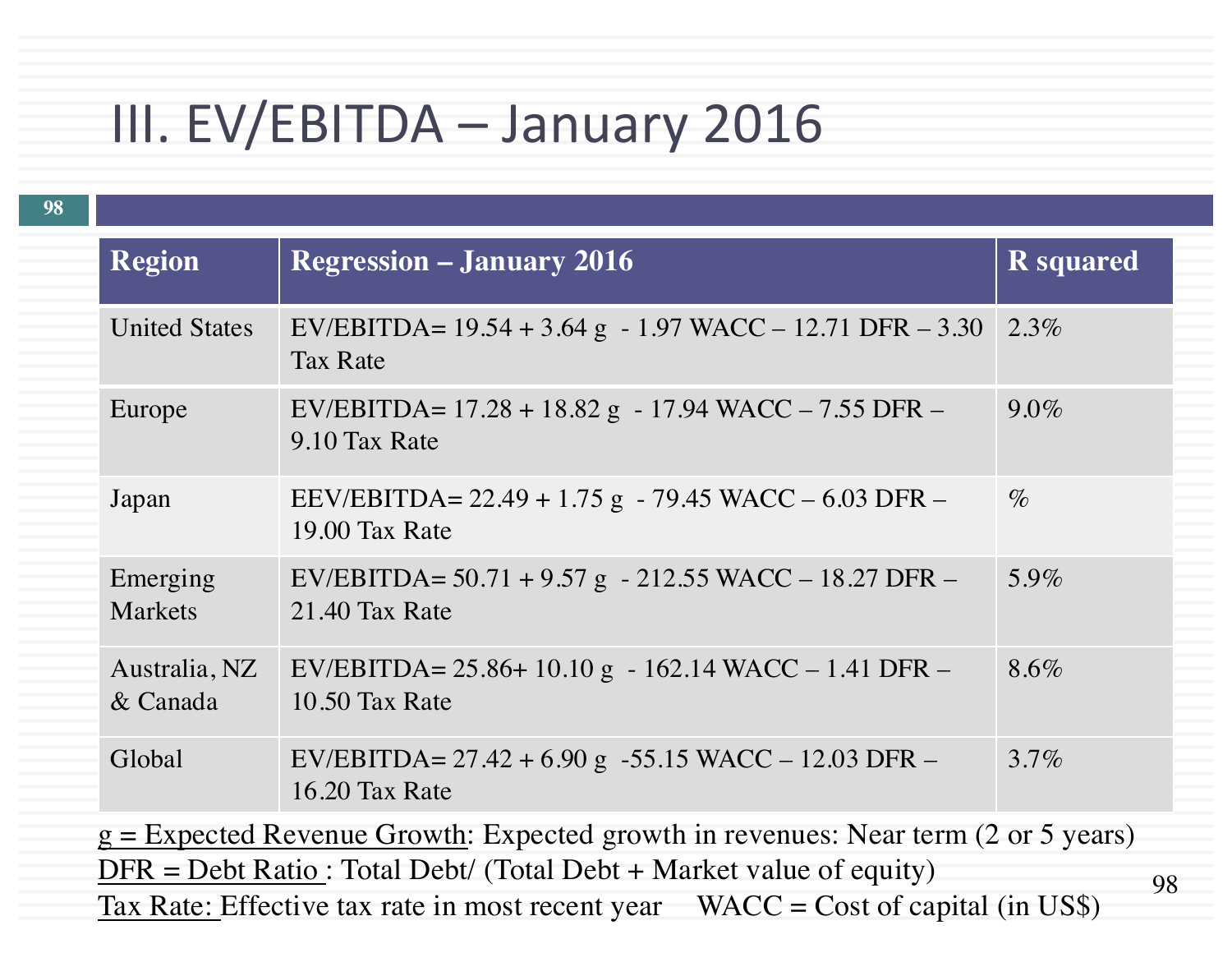# III. EV/EBITDA – January 2016

| Region | Regression – January 2016 | R squared |
|---|---|---|
| United States | EV/EBITDA= 19.54 + 3.64 g - 1.97 WACC – 12.71 DFR – 3.30 Tax Rate | 2.3% |
| Europe | EV/EBITDA= 17.28 + 18.82 g - 17.94 WACC – 7.55 DFR – 9.10 Tax Rate | 9.0% |
| Japan | EEV/EBITDA= 22.49 + 1.75 g - 79.45 WACC – 6.03 DFR – 19.00 Tax Rate | % |
| Emerging Markets | EV/EBITDA= 50.71 + 9.57 g - 212.55 WACC – 18.27 DFR – 21.40 Tax Rate | 5.9% |
| Australia, NZ & Canada | EV/EBITDA= 25.86+ 10.10 g - 162.14 WACC – 1.41 DFR – 10.50 Tax Rate | 8.6% |
| Global | EV/EBITDA= 27.42 + 6.90 g -55.15 WACC – 12.03 DFR – 16.20 Tax Rate | 3.7% |

g = Expected Revenue Growth: Expected growth in revenues: Near term (2 or 5 years)
DFR = Debt Ratio : Total Debt/ (Total Debt + Market value of equity)
Tax Rate: Effective tax rate in most recent year     WACC = Cost of capital (in US$)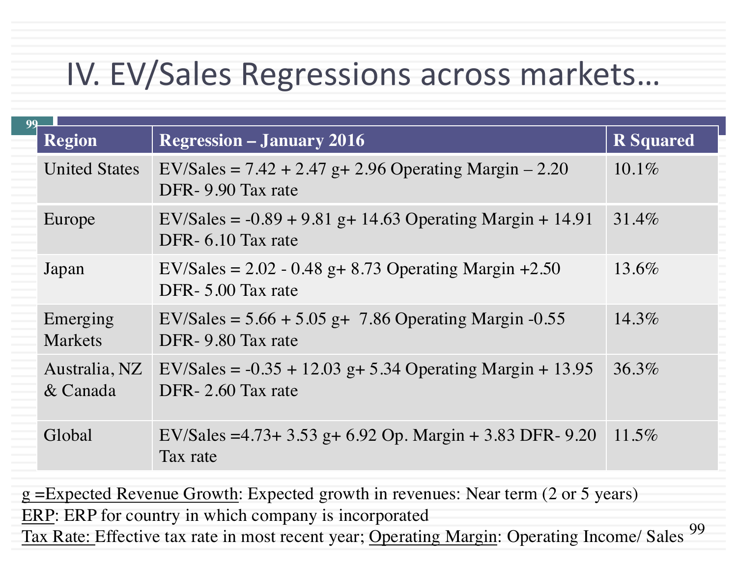# IV. EV/Sales Regressions across markets…

| Region | Regression – January 2016 | R Squared |
|---|---|---|
| United States | EV/Sales = 7.42 + 2.47 g+ 2.96 Operating Margin – 2.20 DFR- 9.90 Tax rate | 10.1% |
| Europe | EV/Sales = -0.89 + 9.81 g+ 14.63 Operating Margin + 14.91 DFR- 6.10 Tax rate | 31.4% |
| Japan | EV/Sales = 2.02 - 0.48 g+ 8.73 Operating Margin +2.50 DFR- 5.00 Tax rate | 13.6% |
| Emerging Markets | EV/Sales = 5.66 + 5.05 g+ 7.86 Operating Margin -0.55 DFR- 9.80 Tax rate | 14.3% |
| Australia, NZ & Canada | EV/Sales = -0.35 + 12.03 g+ 5.34 Operating Margin + 13.95 DFR- 2.60 Tax rate | 36.3% |
| Global | EV/Sales =4.73+ 3.53 g+ 6.92 Op. Margin + 3.83 DFR- 9.20 Tax rate | 11.5% |

g =Expected Revenue Growth: Expected growth in revenues: Near term (2 or 5 years)
ERP: ERP for country in which company is incorporated
Tax Rate: Effective tax rate in most recent year; Operating Margin: Operating Income/ Sales